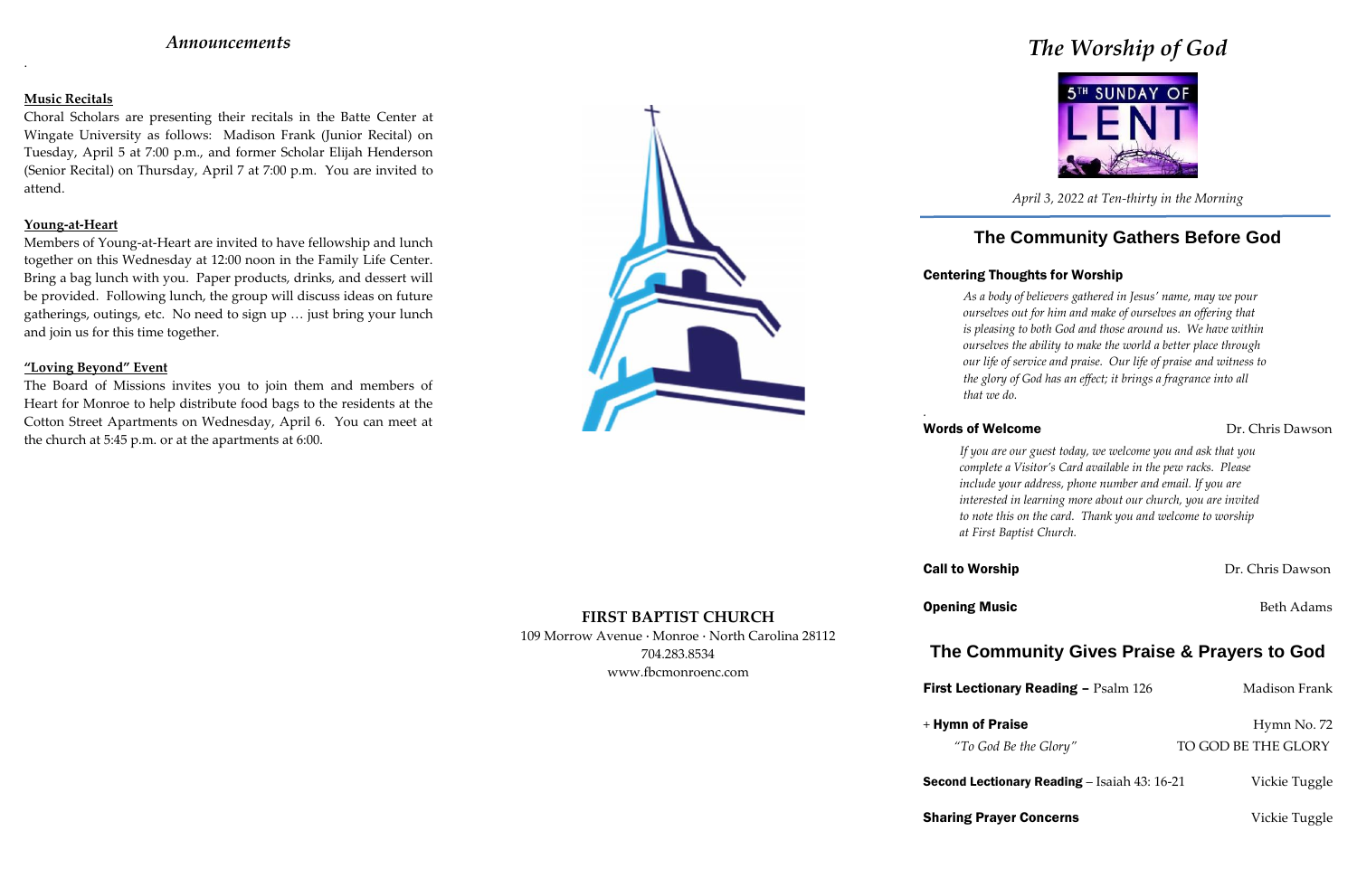*Announcements*

**Music Recitals**

Choral Scholars are presenting their recitals in the Batte Center at Wingate University as follows: Madison Frank (Junior Recital) on Tuesday, April 5 at 7:00 p.m., and former Scholar Elijah Henderson (Senior Recital) on Thursday, April 7 at 7:00 p.m. You are invited to attend.

**Young-at-Heart**

Members of Young-at-Heart are invited to have fellowship and lunch together on this Wednesday at 12:00 noon in the Family Life Center. Bring a bag lunch with you. Paper products, drinks, and dessert will be provided. Following lunch, the group will discuss ideas on future gatherings, outings, etc. No need to sign up … just bring your lunch and join us for this time together.

**"Loving Beyond" Event**

The Board of Missions invites you to join them and members of Heart for Monroe to help distribute food bags to the residents at the Cotton Street Apartments on Wednesday, April 6. You can meet at the church at 5:45 p.m. or at the apartments at 6:00.

**FIRST BAPTIST CHURCH**

109 Morrow Avenue · Monroe · North Carolina 28112
704.283.8534
www.fbcmonroenc.com

# *The Worship of God*

5TH SUNDAY OF LENT

*April 3, 2022 at Ten-thirty in the Morning*

## The Community Gathers Before God

**Centering Thoughts for Worship**

*As a body of believers gathered in Jesus' name, may we pour ourselves out for him and make of ourselves an offering that is pleasing to both God and those around us. We have within ourselves the ability to make the world a better place through our life of service and praise. Our life of praise and witness to the glory of God has an effect; it brings a fragrance into all that we do.*

**Words of Welcome** — Dr. Chris Dawson

*If you are our guest today, we welcome you and ask that you complete a Visitor's Card available in the pew racks. Please include your address, phone number and email. If you are interested in learning more about our church, you are invited to note this on the card. Thank you and welcome to worship at First Baptist Church.*

**Call to Worship** — Dr. Chris Dawson

**Opening Music** — Beth Adams

## The Community Gives Praise & Prayers to God

**First Lectionary Reading –** Psalm 126 — Madison Frank

\+ **Hymn of Praise** — Hymn No. 72
*"To God Be the Glory"* — TO GOD BE THE GLORY

**Second Lectionary Reading** – Isaiah 43: 16-21 — Vickie Tuggle

**Sharing Prayer Concerns** — Vickie Tuggle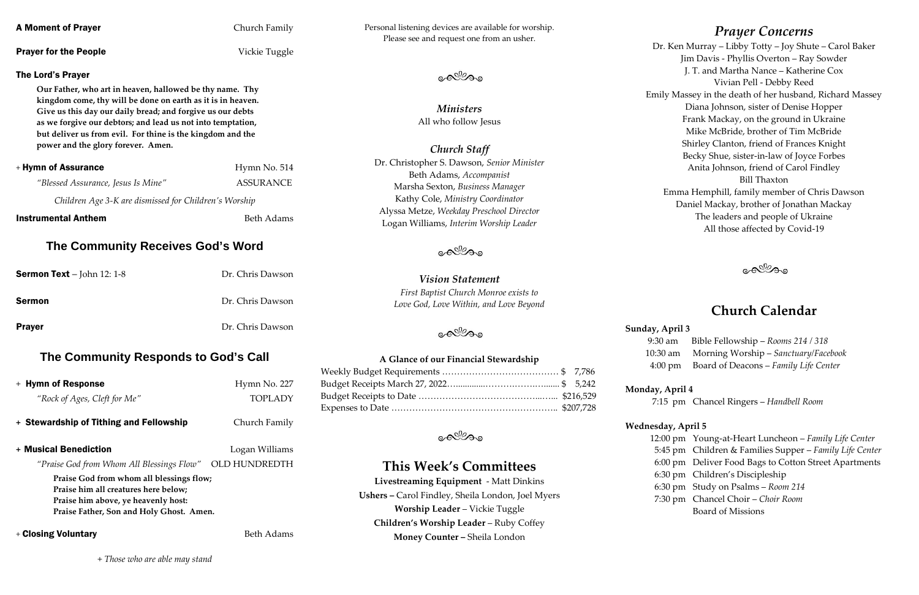**A Moment of Prayer** Church Family

**Prayer for the People** Vickie Tuggle

**The Lord's Prayer**

**Our Father, who art in heaven, hallowed be thy name. Thy kingdom come, thy will be done on earth as it is in heaven. Give us this day our daily bread; and forgive us our debts as we forgive our debtors; and lead us not into temptation, but deliver us from evil. For thine is the kingdom and the power and the glory forever. Amen.**

+ **Hymn of Assurance** Hymn No. 514

*"Blessed Assurance, Jesus Is Mine"* ASSURANCE

*Children Age 3-K are dismissed for Children's Worship*

**Instrumental Anthem** Beth Adams

## The Community Receives God's Word

**Sermon Text** – John 12: 1-8 Dr. Chris Dawson

**Sermon** Dr. Chris Dawson

**Prayer** Dr. Chris Dawson

## The Community Responds to God's Call

+ **Hymn of Response** Hymn No. 227

*"Rock of Ages, Cleft for Me"* TOPLADY

+ **Stewardship of Tithing and Fellowship** Church Family

+ **Musical Benediction** Logan Williams

*"Praise God from Whom All Blessings Flow"* OLD HUNDREDTH

**Praise God from whom all blessings flow;**
**Praise him all creatures here below;**
**Praise him above, ye heavenly host:**
**Praise Father, Son and Holy Ghost. Amen.**

+ **Closing Voluntary** Beth Adams

*+ Those who are able may stand*

Personal listening devices are available for worship. Please see and request one from an usher.

### *Ministers*

All who follow Jesus

### *Church Staff*

Dr. Christopher S. Dawson, *Senior Minister*
Beth Adams, *Accompanist*
Marsha Sexton, *Business Manager*
Kathy Cole, *Ministry Coordinator*
Alyssa Metze, *Weekday Preschool Director*
Logan Williams, *Interim Worship Leader*

### *Vision Statement*

*First Baptist Church Monroe exists to Love God, Love Within, and Love Beyond*

### A Glance of our Financial Stewardship

| | |
|---|---|
| Weekly Budget Requirements | $ 7,786 |
| Budget Receipts March 27, 2022 | $ 5,242 |
| Budget Receipts to Date | $216,529 |
| Expenses to Date | $207,728 |

## This Week's Committees

**Livestreaming Equipment** - Matt Dinkins
**Ushers –** Carol Findley, Sheila London, Joel Myers
**Worship Leader** – Vickie Tuggle
**Children's Worship Leader** – Ruby Coffey
**Money Counter –** Sheila London

## *Prayer Concerns*

Dr. Ken Murray – Libby Totty – Joy Shute – Carol Baker
Jim Davis - Phyllis Overton – Ray Sowder
J. T. and Martha Nance – Katherine Cox
Vivian Pell - Debby Reed
Emily Massey in the death of her husband, Richard Massey
Diana Johnson, sister of Denise Hopper
Frank Mackay, on the ground in Ukraine
Mike McBride, brother of Tim McBride
Shirley Clanton, friend of Frances Knight
Becky Shue, sister-in-law of Joyce Forbes
Anita Johnson, friend of Carol Findley
Bill Thaxton
Emma Hemphill, family member of Chris Dawson
Daniel Mackay, brother of Jonathan Mackay
The leaders and people of Ukraine
All those affected by Covid-19

## Church Calendar

**Sunday, April 3**
9:30 am Bible Fellowship – *Rooms 214 / 318*
10:30 am Morning Worship – *Sanctuary/Facebook*
4:00 pm Board of Deacons – *Family Life Center*

**Monday, April 4**
7:15 pm Chancel Ringers – *Handbell Room*

**Wednesday, April 5**
12:00 pm Young-at-Heart Luncheon – *Family Life Center*
5:45 pm Children & Families Supper – *Family Life Center*
6:00 pm Deliver Food Bags to Cotton Street Apartments
6:30 pm Children's Discipleship
6:30 pm Study on Psalms – *Room 214*
7:30 pm Chancel Choir – *Choir Room*
Board of Missions